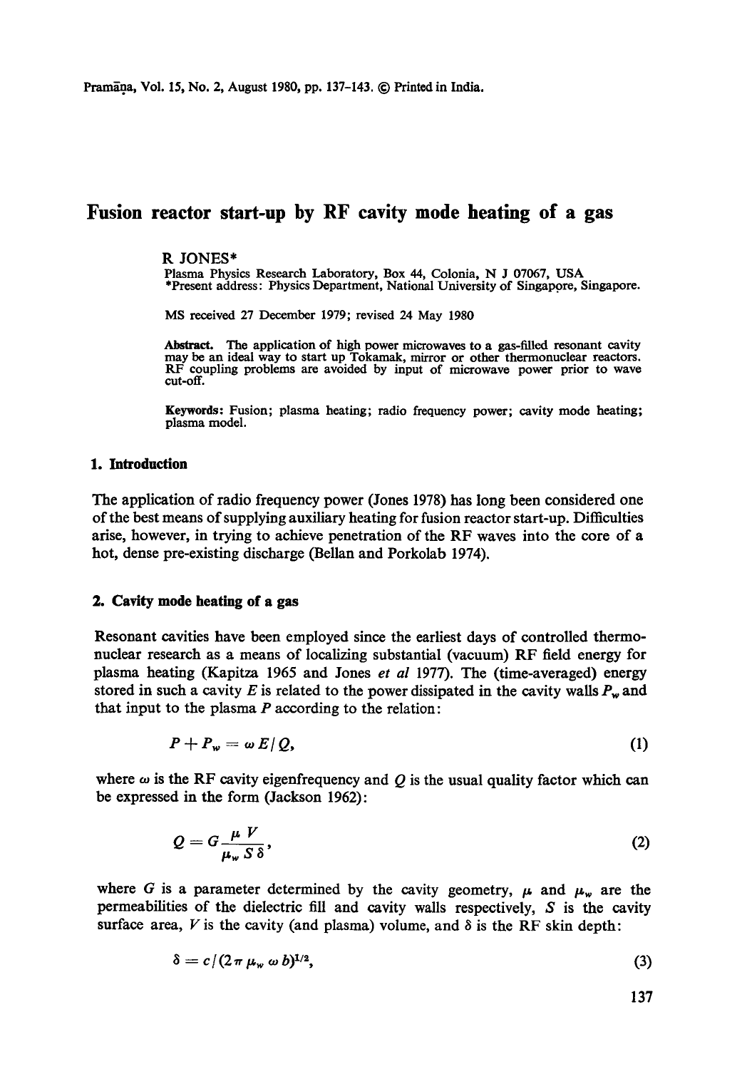# Fusion reactor start-up by RF cavity mode heating of a gas

R JONES*

Plasma Physics Research Laboratory, Box 44, Colonia, N J 07067, USA
*Present address: Physics Department, National University of Singapore, Singapore.

MS received 27 December 1979; revised 24 May 1980

**Abstract.** The application of high power microwaves to a gas-filled resonant cavity may be an ideal way to start up Tokamak, mirror or other thermonuclear reactors. RF coupling problems are avoided by input of microwave power prior to wave cut-off.

**Keywords:** Fusion; plasma heating; radio frequency power; cavity mode heating; plasma model.

## 1. Introduction

The application of radio frequency power (Jones 1978) has long been considered one of the best means of supplying auxiliary heating for fusion reactor start-up. Difficulties arise, however, in trying to achieve penetration of the RF waves into the core of a hot, dense pre-existing discharge (Bellan and Porkolab 1974).

## 2. Cavity mode heating of a gas

Resonant cavities have been employed since the earliest days of controlled thermonuclear research as a means of localizing substantial (vacuum) RF field energy for plasma heating (Kapitza 1965 and Jones *et al* 1977). The (time-averaged) energy stored in such a cavity $E$ is related to the power dissipated in the cavity walls $P_w$ and that input to the plasma $P$ according to the relation:

$$P + P_w = \omega E / Q, \tag{1}$$

where $\omega$ is the RF cavity eigenfrequency and $Q$ is the usual quality factor which can be expressed in the form (Jackson 1962):

$$Q = G \frac{\mu V}{\mu_w S \delta}, \tag{2}$$

where $G$ is a parameter determined by the cavity geometry, $\mu$ and $\mu_w$ are the permeabilities of the dielectric fill and cavity walls respectively, $S$ is the cavity surface area, $V$ is the cavity (and plasma) volume, and $\delta$ is the RF skin depth:

$$\delta = c / (2\pi \mu_w \omega b)^{1/2}, \tag{3}$$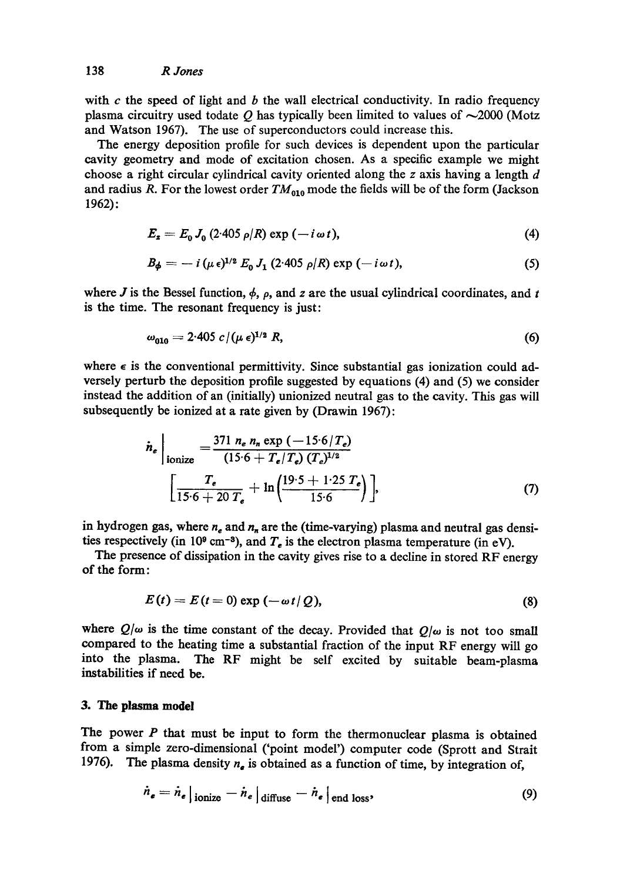with $c$ the speed of light and $b$ the wall electrical conductivity. In radio frequency plasma circuitry used todate $Q$ has typically been limited to values of $\sim$2000 (Motz and Watson 1967). The use of superconductors could increase this.

The energy deposition profile for such devices is dependent upon the particular cavity geometry and mode of excitation chosen. As a specific example we might choose a right circular cylindrical cavity oriented along the $z$ axis having a length $d$ and radius $R$. For the lowest order $TM_{010}$ mode the fields will be of the form (Jackson 1962):

$$E_z = E_0 J_0 (2{\cdot}405\, \rho/R) \exp(-i\,\omega\, t), \tag{4}$$

$$B_\phi = -\, i\, (\mu\, \epsilon)^{1/2} E_0 J_1 (2{\cdot}405\, \rho/R) \exp(-i\,\omega\, t), \tag{5}$$

where $J$ is the Bessel function, $\phi$, $\rho$, and $z$ are the usual cylindrical coordinates, and $t$ is the time. The resonant frequency is just:

$$\omega_{010} = 2{\cdot}405\, c/(\mu\, \epsilon)^{1/2} R, \tag{6}$$

where $\epsilon$ is the conventional permittivity. Since substantial gas ionization could adversely perturb the deposition profile suggested by equations (4) and (5) we consider instead the addition of an (initially) unionized neutral gas to the cavity. This gas will subsequently be ionized at a rate given by (Drawin 1967):

$$\dot{n}_e \bigg|_{\text{ionize}} = \frac{371\, n_e\, n_n \exp(-15{\cdot}6/T_e)}{(15{\cdot}6 + T_e/T_e)\,(T_e)^{1/2}} \left[\frac{T_e}{15{\cdot}6 + 20\,T_e} + \ln\left(\frac{19{\cdot}5 + 1{\cdot}25\,T_e}{15{\cdot}6}\right)\right], \tag{7}$$

in hydrogen gas, where $n_e$ and $n_n$ are the (time-varying) plasma and neutral gas densities respectively (in $10^9$ cm$^{-3}$), and $T_e$ is the electron plasma temperature (in eV).

The presence of dissipation in the cavity gives rise to a decline in stored RF energy of the form:

$$E(t) = E(t = 0) \exp(-\,\omega\, t/\,Q), \tag{8}$$

where $Q/\omega$ is the time constant of the decay. Provided that $Q/\omega$ is not too small compared to the heating time a substantial fraction of the input RF energy will go into the plasma. The RF might be self excited by suitable beam-plasma instabilities if need be.

## 3. The plasma model

The power $P$ that must be input to form the thermonuclear plasma is obtained from a simple zero-dimensional ('point model') computer code (Sprott and Strait 1976). The plasma density $n_e$ is obtained as a function of time, by integration of,

$$\dot{n}_e = \dot{n}_e \big|_{\text{ionize}} - \dot{n}_e \big|_{\text{diffuse}} - \dot{n}_e \big|_{\text{end loss}}, \tag{9}$$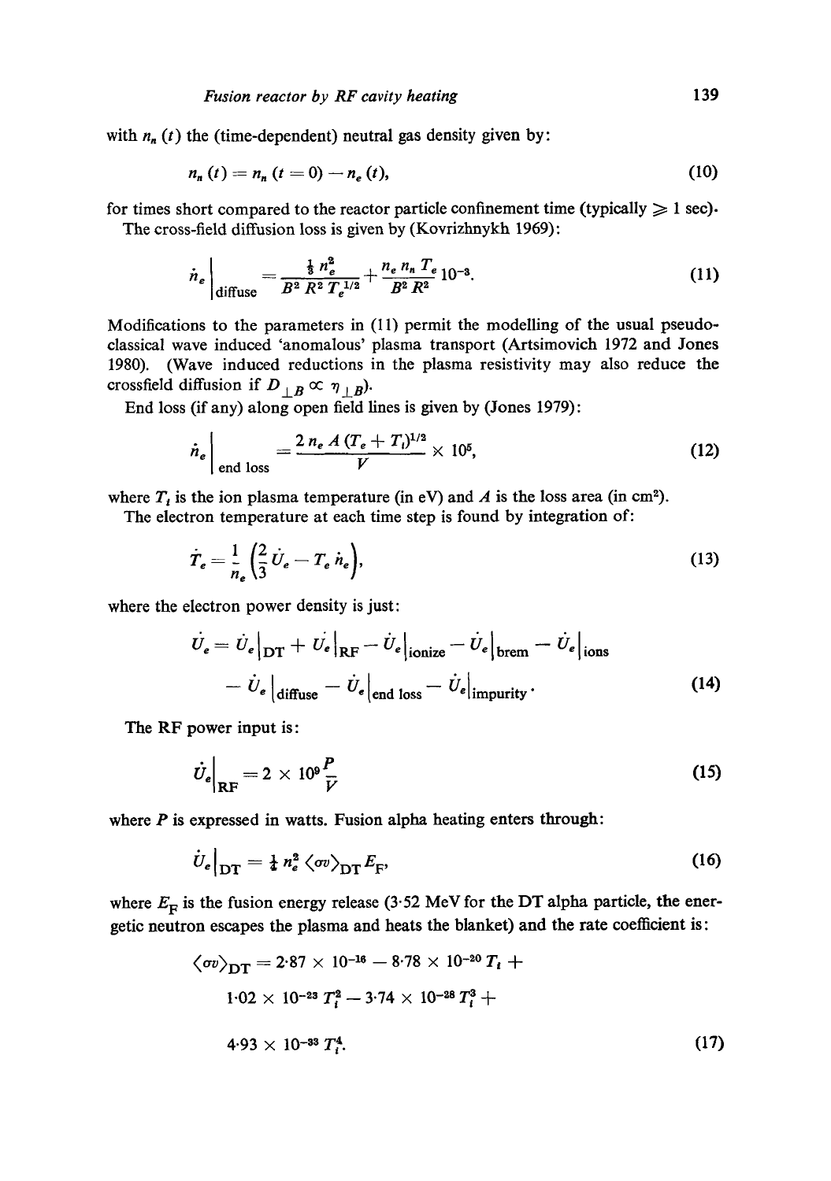with $n_n(t)$ the (time-dependent) neutral gas density given by:

$$n_n(t) = n_n(t=0) - n_e(t), \tag{10}$$

for times short compared to the reactor particle confinement time (typically $\geqslant 1$ sec).

The cross-field diffusion loss is given by (Kovrizhnykh 1969):

$$\dot{n}_e \Big|_{\text{diffuse}} = \frac{\frac{1}{3} n_e^2}{B^2 R^2 T_e^{1/2}} + \frac{n_e n_n T_e}{B^2 R^2} 10^{-3}. \tag{11}$$

Modifications to the parameters in (11) permit the modelling of the usual pseudo-classical wave induced 'anomalous' plasma transport (Artsimovich 1972 and Jones 1980). (Wave induced reductions in the plasma resistivity may also reduce the crossfield diffusion if $D_{\perp B} \propto \eta_{\perp B}$).

End loss (if any) along open field lines is given by (Jones 1979):

$$\dot{n}_e \Big|_{\text{end loss}} = \frac{2 n_e A (T_e + T_i)^{1/2}}{V} \times 10^5, \tag{12}$$

where $T_i$ is the ion plasma temperature (in eV) and $A$ is the loss area (in cm$^2$).

The electron temperature at each time step is found by integration of:

$$\dot{T}_e = \frac{1}{n_e} \left( \frac{2}{3} \dot{U}_e - T_e \dot{n}_e \right), \tag{13}$$

where the electron power density is just:

$$\dot{U}_e = \dot{U}_e \Big|_{\text{DT}} + \dot{U}_e \Big|_{\text{RF}} - \dot{U}_e \Big|_{\text{ionize}} - \dot{U}_e \Big|_{\text{brem}} - \dot{U}_e \Big|_{\text{ions}} - \dot{U}_e \Big|_{\text{diffuse}} - \dot{U}_e \Big|_{\text{end loss}} - \dot{U}_e \Big|_{\text{impurity}}. \tag{14}$$

The RF power input is:

$$\dot{U}_e \Big|_{\text{RF}} = 2 \times 10^9 \frac{P}{V} \tag{15}$$

where $P$ is expressed in watts. Fusion alpha heating enters through:

$$\dot{U}_e \Big|_{\text{DT}} = \tfrac{1}{4} n_e^2 \langle \sigma v \rangle_{\text{DT}} E_{\text{F}}, \tag{16}$$

where $E_{\text{F}}$ is the fusion energy release (3·52 MeV for the DT alpha particle, the energetic neutron escapes the plasma and heats the blanket) and the rate coefficient is:

$$\langle \sigma v \rangle_{\text{DT}} = 2{\cdot}87 \times 10^{-16} - 8{\cdot}78 \times 10^{-20}\, T_i + 1{\cdot}02 \times 10^{-23}\, T_i^2 - 3{\cdot}74 \times 10^{-28}\, T_i^3 + 4{\cdot}93 \times 10^{-33}\, T_i^4. \tag{17}$$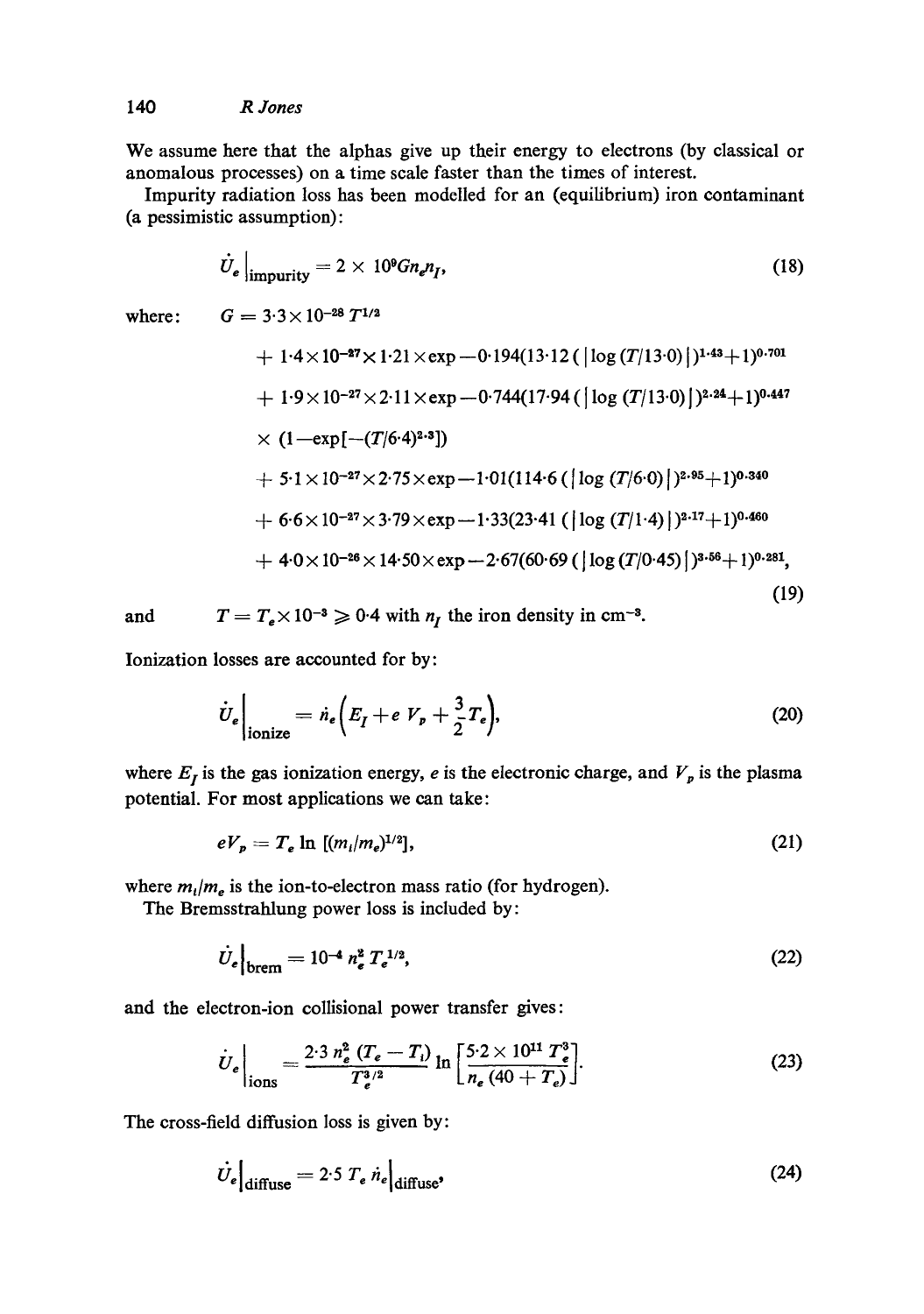We assume here that the alphas give up their energy to electrons (by classical or anomalous processes) on a time scale faster than the times of interest.

Impurity radiation loss has been modelled for an (equilibrium) iron contaminant (a pessimistic assumption):

$$\dot{U}_e \Big|_{\text{impurity}} = 2 \times 10^9 G n_e n_I, \tag{18}$$

where:

$$\begin{aligned} G = {} & 3{\cdot}3 \times 10^{-28}\, T^{1/2} \\ & + 1{\cdot}4 \times 10^{-27} \times 1{\cdot}21 \times \exp -0{\cdot}194(13{\cdot}12\,(\,|\log(T/13{\cdot}0)|\,)^{1{\cdot}43}+1)^{0{\cdot}701} \\ & + 1{\cdot}9 \times 10^{-27} \times 2{\cdot}11 \times \exp -0{\cdot}744(17{\cdot}94\,(\,|\log(T/13{\cdot}0)|\,)^{2{\cdot}24}+1)^{0{\cdot}447} \\ & \times (1 - \exp[-(T/6{\cdot}4)^{2{\cdot}3}]) \\ & + 5{\cdot}1 \times 10^{-27} \times 2{\cdot}75 \times \exp -1{\cdot}01(114{\cdot}6\,(\,|\log(T/6{\cdot}0)|\,)^{2{\cdot}95}+1)^{0{\cdot}340} \\ & + 6{\cdot}6 \times 10^{-27} \times 3{\cdot}79 \times \exp -1{\cdot}33(23{\cdot}41\,(\,|\log(T/1{\cdot}4)|\,)^{2{\cdot}17}+1)^{0{\cdot}460} \\ & + 4{\cdot}0 \times 10^{-26} \times 14{\cdot}50 \times \exp -2{\cdot}67(60{\cdot}69\,(\,|\log(T/0{\cdot}45)|\,)^{3{\cdot}56}+1)^{0{\cdot}281}, \end{aligned} \tag{19}$$

and $T = T_e \times 10^{-3} \geqslant 0{\cdot}4$ with $n_I$ the iron density in $\text{cm}^{-3}$.

Ionization losses are accounted for by:

$$\dot{U}_e \Big|_{\text{ionize}} = \dot{n}_e \left( E_I + e\,V_p + \frac{3}{2} T_e \right), \tag{20}$$

where $E_I$ is the gas ionization energy, $e$ is the electronic charge, and $V_p$ is the plasma potential. For most applications we can take:

$$eV_p = T_e \ln\,[(m_i/m_e)^{1/2}], \tag{21}$$

where $m_i/m_e$ is the ion-to-electron mass ratio (for hydrogen).

The Bremsstrahlung power loss is included by:

$$\dot{U}_e \Big|_{\text{brem}} = 10^{-4}\, n_e^2\, T_e^{1/2}, \tag{22}$$

and the electron-ion collisional power transfer gives:

$$\dot{U}_e \Big|_{\text{ions}} = \frac{2{\cdot}3\, n_e^2\, (T_e - T_i)}{T_e^{3/2}} \ln \left[ \frac{5{\cdot}2 \times 10^{11}\, T_e^3}{n_e\,(40 + T_e)} \right]. \tag{23}$$

The cross-field diffusion loss is given by:

$$\dot{U}_e \Big|_{\text{diffuse}} = 2{\cdot}5\, T_e\, \dot{n}_e \Big|_{\text{diffuse}}, \tag{24}$$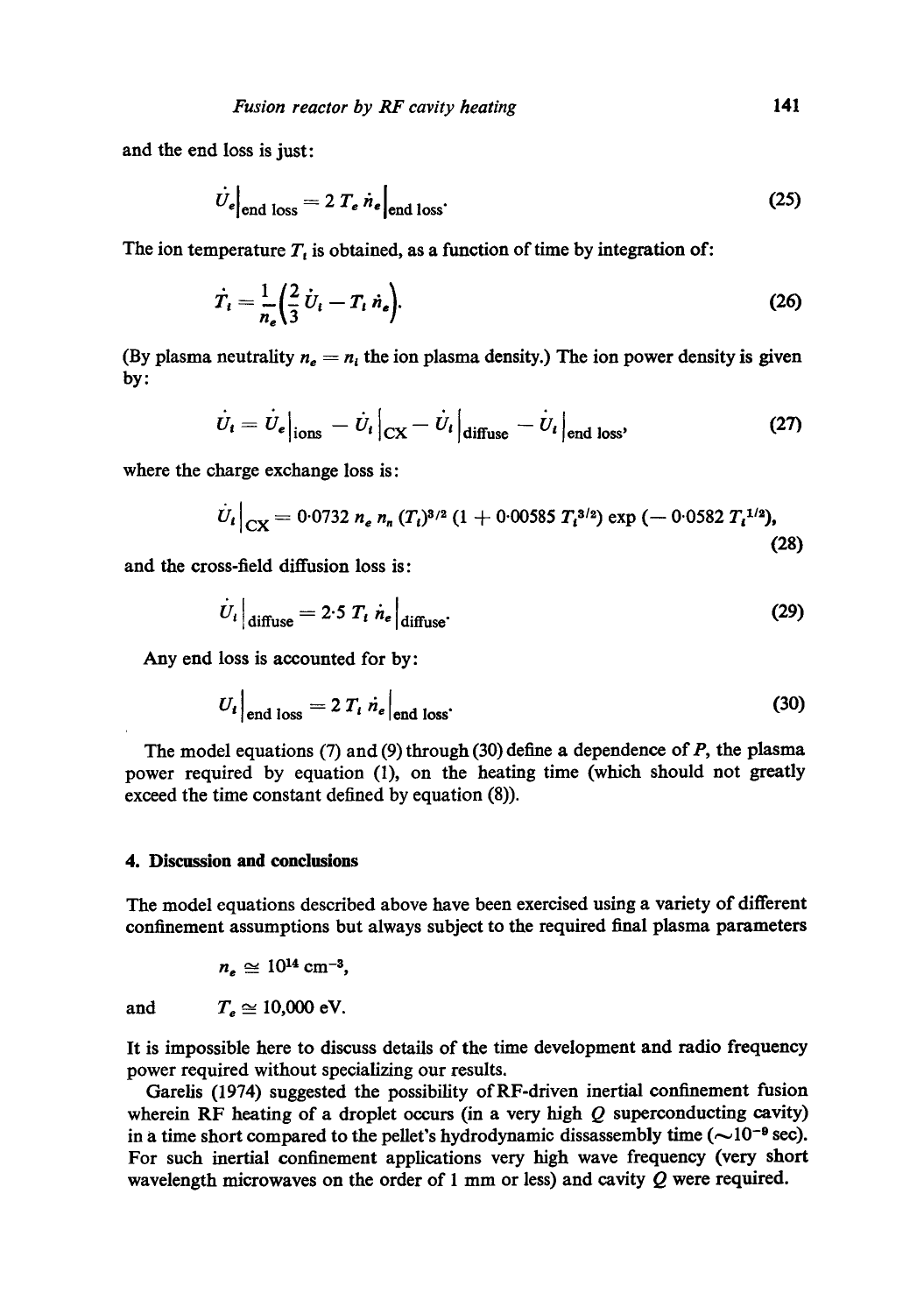and the end loss is just:

$$\dot{U}_e\Big|_{\text{end loss}} = 2\,T_e\,\dot{n}_e\Big|_{\text{end loss}}. \tag{25}$$

The ion temperature $T_i$ is obtained, as a function of time by integration of:

$$\dot{T}_i = \frac{1}{n_e}\left(\frac{2}{3}\,\dot{U}_i - T_i\,\dot{n}_e\right). \tag{26}$$

(By plasma neutrality $n_e = n_i$ the ion plasma density.) The ion power density is given by:

$$\dot{U}_i = \dot{U}_e\Big|_{\text{ions}} - \dot{U}_i\Big|_{\text{CX}} - \dot{U}_i\Big|_{\text{diffuse}} - \dot{U}_i\Big|_{\text{end loss}}, \tag{27}$$

where the charge exchange loss is:

$$\dot{U}_i\Big|_{\text{CX}} = 0{\cdot}0732\,n_e\,n_n\,(T_i)^{3/2}\,(1 + 0{\cdot}00585\,T_i^{3/2})\exp(-0{\cdot}0582\,T_i^{1/2}), \tag{28}$$

and the cross-field diffusion loss is:

$$\dot{U}_i\Big|_{\text{diffuse}} = 2{\cdot}5\,T_i\,\dot{n}_e\Big|_{\text{diffuse}}. \tag{29}$$

Any end loss is accounted for by:

$$U_i\Big|_{\text{end loss}} = 2\,T_i\,\dot{n}_e\Big|_{\text{end loss}}. \tag{30}$$

The model equations (7) and (9) through (30) define a dependence of $P$, the plasma power required by equation (1), on the heating time (which should not greatly exceed the time constant defined by equation (8)).

## 4. Discussion and conclusions

The model equations described above have been exercised using a variety of different confinement assumptions but always subject to the required final plasma parameters

$$n_e \cong 10^{14}\ \text{cm}^{-3},$$

and $$T_e \cong 10{,}000\ \text{eV}.$$

It is impossible here to discuss details of the time development and radio frequency power required without specializing our results.

Garelis (1974) suggested the possibility of RF-driven inertial confinement fusion wherein RF heating of a droplet occurs (in a very high $Q$ superconducting cavity) in a time short compared to the pellet's hydrodynamic dissassembly time ($\sim 10^{-9}$ sec). For such inertial confinement applications very high wave frequency (very short wavelength microwaves on the order of 1 mm or less) and cavity $Q$ were required.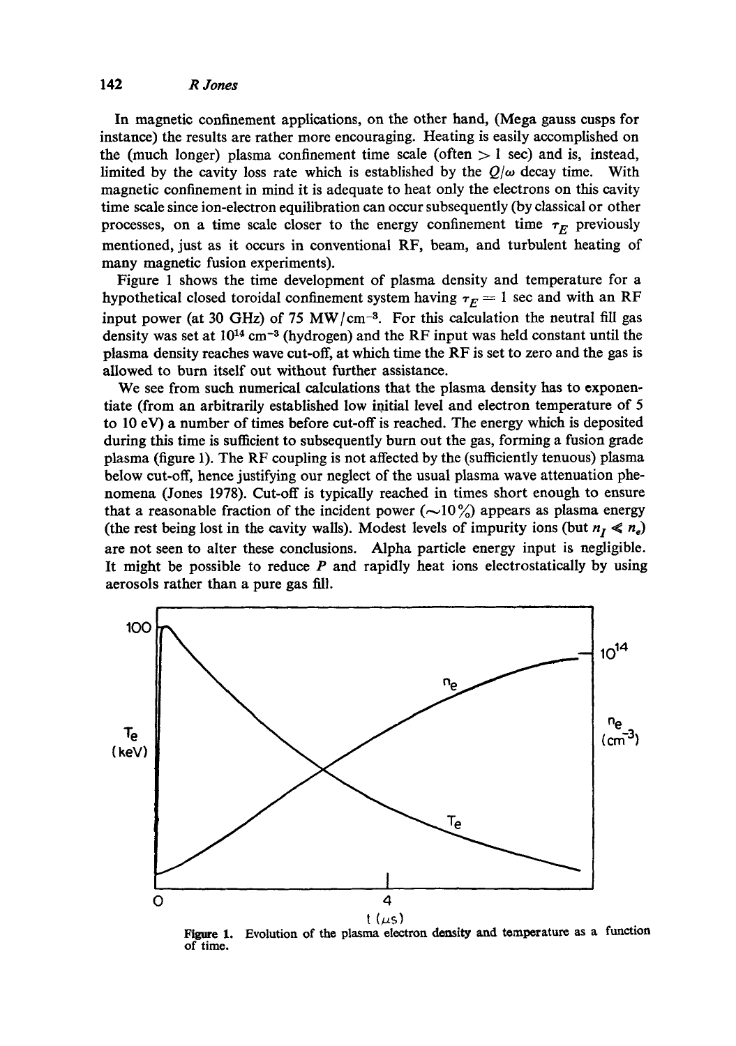In magnetic confinement applications, on the other hand, (Mega gauss cusps for instance) the results are rather more encouraging. Heating is easily accomplished on the (much longer) plasma confinement time scale (often $> 1$ sec) and is, instead, limited by the cavity loss rate which is established by the $Q/\omega$ decay time. With magnetic confinement in mind it is adequate to heat only the electrons on this cavity time scale since ion-electron equilibration can occur subsequently (by classical or other processes, on a time scale closer to the energy confinement time $\tau_E$ previously mentioned, just as it occurs in conventional RF, beam, and turbulent heating of many magnetic fusion experiments).

Figure 1 shows the time development of plasma density and temperature for a hypothetical closed toroidal confinement system having $\tau_E = 1$ sec and with an RF input power (at 30 GHz) of 75 MW/cm$^{-3}$. For this calculation the neutral fill gas density was set at $10^{14}$ cm$^{-3}$ (hydrogen) and the RF input was held constant until the plasma density reaches wave cut-off, at which time the RF is set to zero and the gas is allowed to burn itself out without further assistance.

We see from such numerical calculations that the plasma density has to exponentiate (from an arbitrarily established low initial level and electron temperature of 5 to 10 eV) a number of times before cut-off is reached. The energy which is deposited during this time is sufficient to subsequently burn out the gas, forming a fusion grade plasma (figure 1). The RF coupling is not affected by the (sufficiently tenuous) plasma below cut-off, hence justifying our neglect of the usual plasma wave attenuation phenomena (Jones 1978). Cut-off is typically reached in times short enough to ensure that a reasonable fraction of the incident power ($\sim$10%) appears as plasma energy (the rest being lost in the cavity walls). Modest levels of impurity ions (but $n_I \ll n_e$) are not seen to alter these conclusions. Alpha particle energy input is negligible. It might be possible to reduce $P$ and rapidly heat ions electrostatically by using aerosols rather than a pure gas fill.

**Figure 1.** Evolution of the plasma electron density and temperature as a function of time.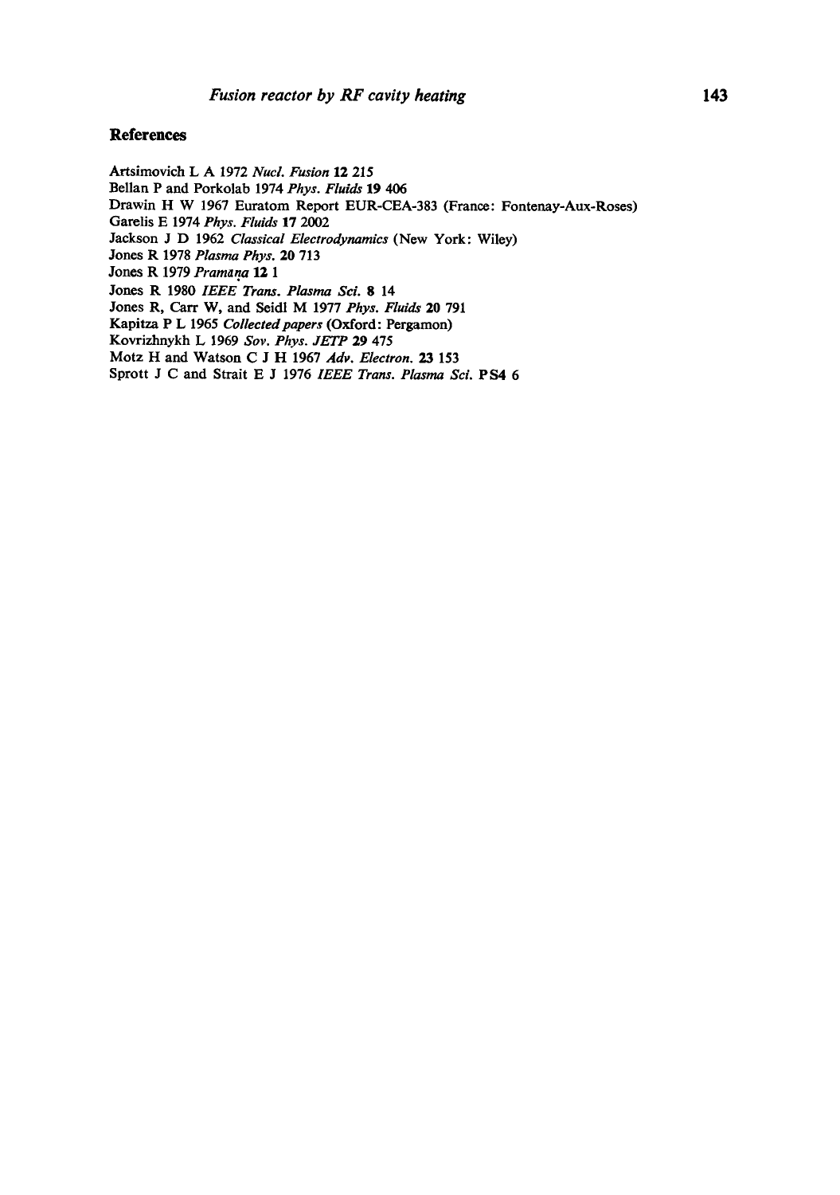## References

Artsimovich L A 1972 *Nucl. Fusion* **12** 215

Bellan P and Porkolab 1974 *Phys. Fluids* **19** 406

Drawin H W 1967 Euratom Report EUR-CEA-383 (France: Fontenay-Aux-Roses)

Garelis E 1974 *Phys. Fluids* **17** 2002

Jackson J D 1962 *Classical Electrodynamics* (New York: Wiley)

Jones R 1978 *Plasma Phys.* **20** 713

Jones R 1979 *Pramāṇa* **12** 1

Jones R 1980 *IEEE Trans. Plasma Sci.* **8** 14

Jones R, Carr W, and Seidl M 1977 *Phys. Fluids* **20** 791

Kapitza P L 1965 *Collected papers* (Oxford: Pergamon)

Kovrizhnykh L 1969 *Sov. Phys. JETP* **29** 475

Motz H and Watson C J H 1967 *Adv. Electron.* **23** 153

Sprott J C and Strait E J 1976 *IEEE Trans. Plasma Sci.* **PS4** 6